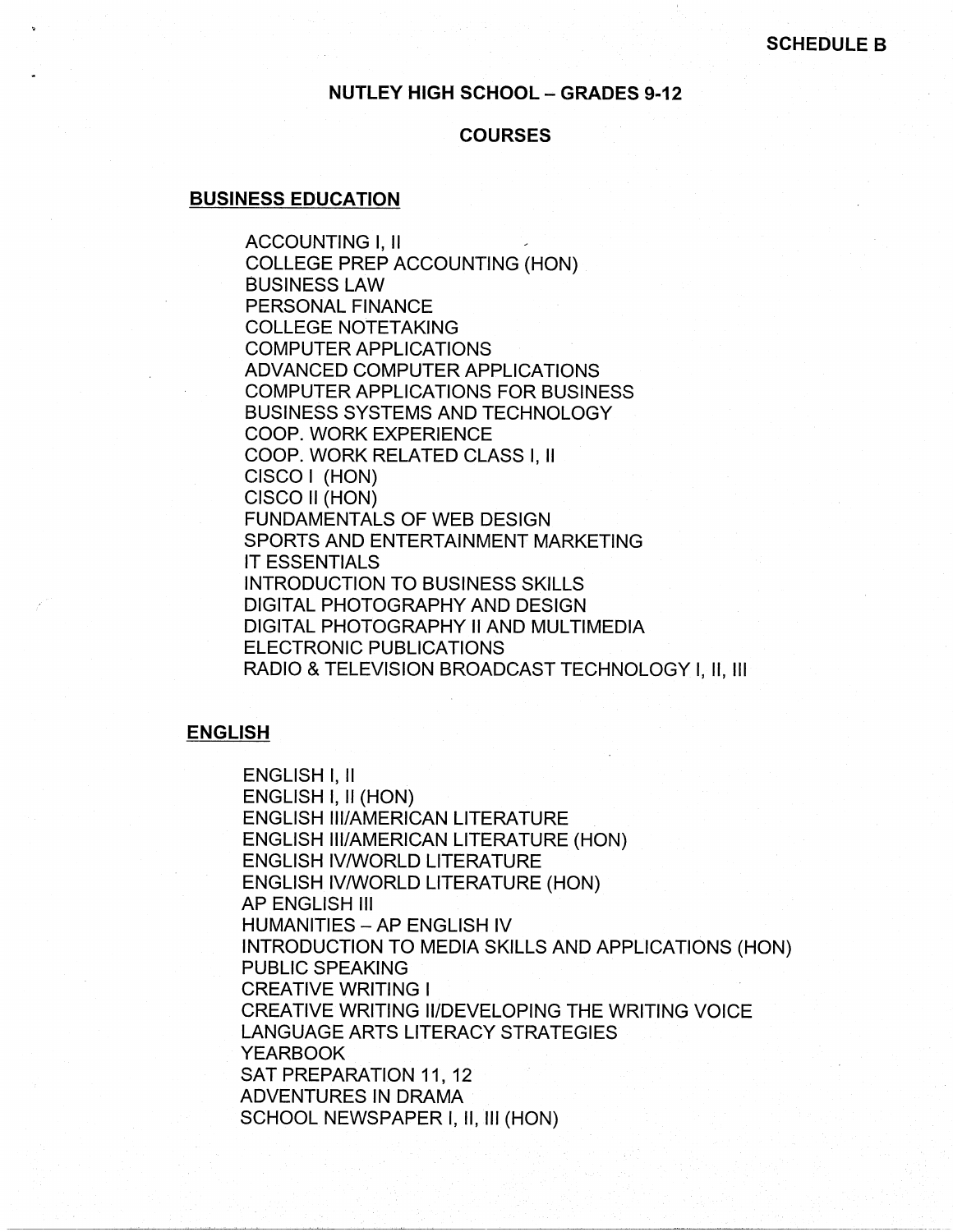SCHEDULE B

# NUTLEY HIGH SCHOOL – GRADES 9-12

## COURSES

### BUSINESS EDUCATION

ACCOUNTING I, II
COLLEGE PREP ACCOUNTING (HON)
BUSINESS LAW
PERSONAL FINANCE
COLLEGE NOTETAKING
COMPUTER APPLICATIONS
ADVANCED COMPUTER APPLICATIONS
COMPUTER APPLICATIONS FOR BUSINESS
BUSINESS SYSTEMS AND TECHNOLOGY
COOP. WORK EXPERIENCE
COOP. WORK RELATED CLASS I, II
CISCO I (HON)
CISCO II (HON)
FUNDAMENTALS OF WEB DESIGN
SPORTS AND ENTERTAINMENT MARKETING
IT ESSENTIALS
INTRODUCTION TO BUSINESS SKILLS
DIGITAL PHOTOGRAPHY AND DESIGN
DIGITAL PHOTOGRAPHY II AND MULTIMEDIA
ELECTRONIC PUBLICATIONS
RADIO & TELEVISION BROADCAST TECHNOLOGY I, II, III

### ENGLISH

ENGLISH I, II
ENGLISH I, II (HON)
ENGLISH III/AMERICAN LITERATURE
ENGLISH III/AMERICAN LITERATURE (HON)
ENGLISH IV/WORLD LITERATURE
ENGLISH IV/WORLD LITERATURE (HON)
AP ENGLISH III
HUMANITIES – AP ENGLISH IV
INTRODUCTION TO MEDIA SKILLS AND APPLICATIONS (HON)
PUBLIC SPEAKING
CREATIVE WRITING I
CREATIVE WRITING II/DEVELOPING THE WRITING VOICE
LANGUAGE ARTS LITERACY STRATEGIES
YEARBOOK
SAT PREPARATION 11, 12
ADVENTURES IN DRAMA
SCHOOL NEWSPAPER I, II, III (HON)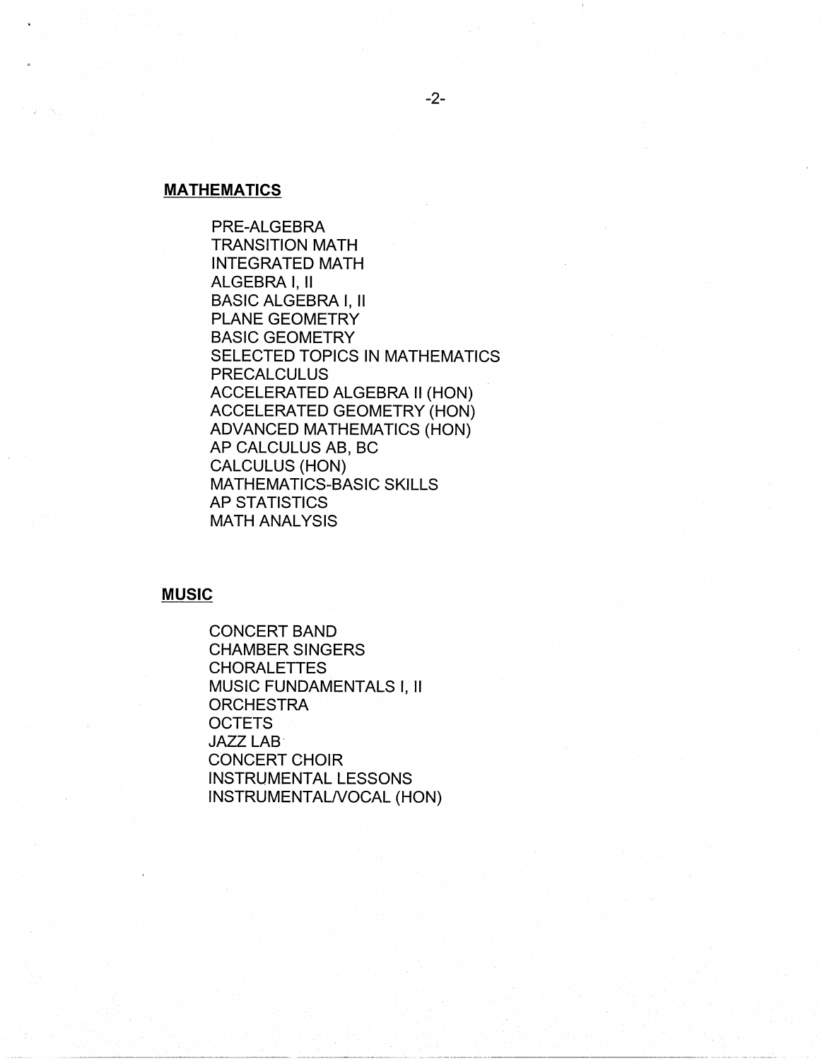## MATHEMATICS

PRE-ALGEBRA
TRANSITION MATH
INTEGRATED MATH
ALGEBRA I, II
BASIC ALGEBRA I, II
PLANE GEOMETRY
BASIC GEOMETRY
SELECTED TOPICS IN MATHEMATICS
PRECALCULUS
ACCELERATED ALGEBRA II (HON)
ACCELERATED GEOMETRY (HON)
ADVANCED MATHEMATICS (HON)
AP CALCULUS AB, BC
CALCULUS (HON)
MATHEMATICS-BASIC SKILLS
AP STATISTICS
MATH ANALYSIS

## MUSIC

CONCERT BAND
CHAMBER SINGERS
CHORALETTES
MUSIC FUNDAMENTALS I, II
ORCHESTRA
OCTETS
JAZZ LAB
CONCERT CHOIR
INSTRUMENTAL LESSONS
INSTRUMENTAL/VOCAL (HON)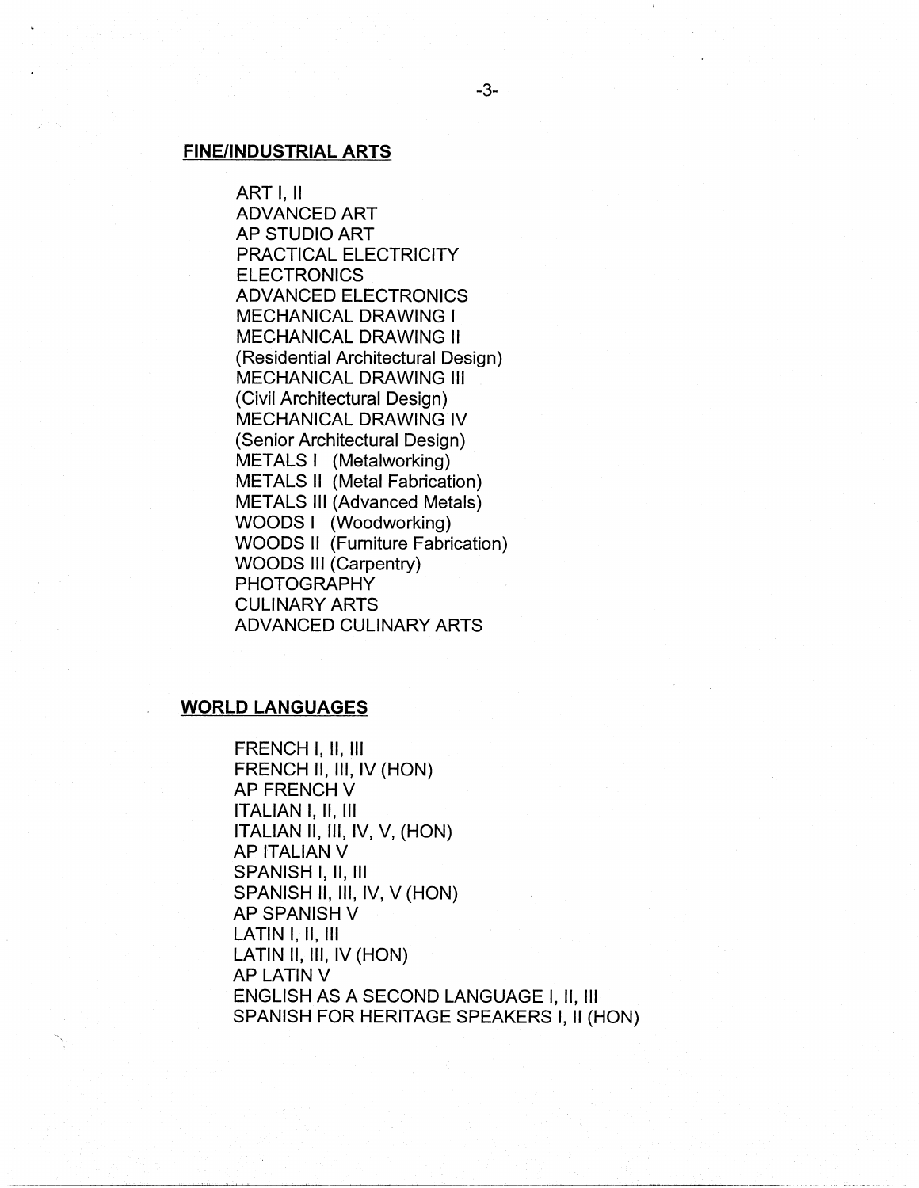**FINE/INDUSTRIAL ARTS**

ART I, II
ADVANCED ART
AP STUDIO ART
PRACTICAL ELECTRICITY
ELECTRONICS
ADVANCED ELECTRONICS
MECHANICAL DRAWING I
MECHANICAL DRAWING II
(Residential Architectural Design)
MECHANICAL DRAWING III
(Civil Architectural Design)
MECHANICAL DRAWING IV
(Senior Architectural Design)
METALS I (Metalworking)
METALS II (Metal Fabrication)
METALS III (Advanced Metals)
WOODS I (Woodworking)
WOODS II (Furniture Fabrication)
WOODS III (Carpentry)
PHOTOGRAPHY
CULINARY ARTS
ADVANCED CULINARY ARTS

**WORLD LANGUAGES**

FRENCH I, II, III
FRENCH II, III, IV (HON)
AP FRENCH V
ITALIAN I, II, III
ITALIAN II, III, IV, V, (HON)
AP ITALIAN V
SPANISH I, II, III
SPANISH II, III, IV, V (HON)
AP SPANISH V
LATIN I, II, III
LATIN II, III, IV (HON)
AP LATIN V
ENGLISH AS A SECOND LANGUAGE I, II, III
SPANISH FOR HERITAGE SPEAKERS I, II (HON)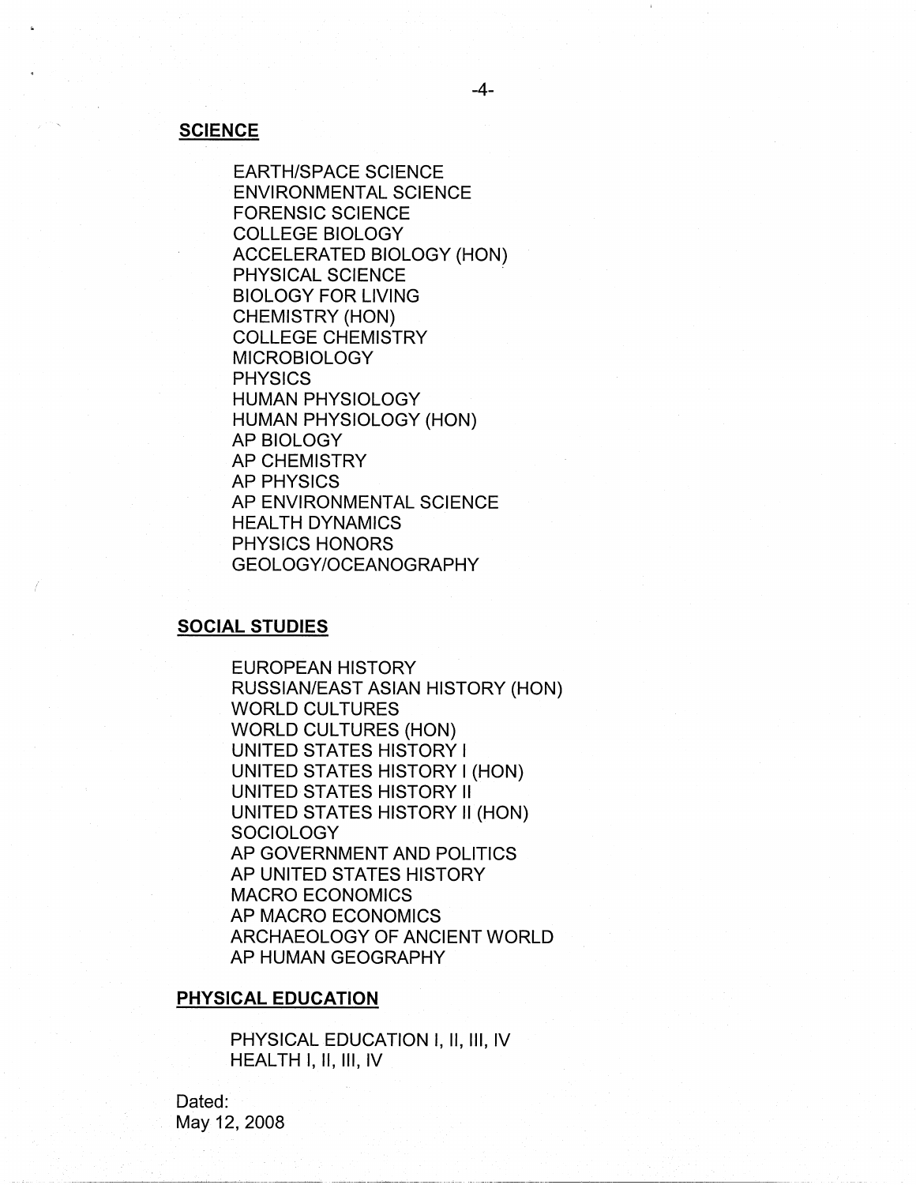**SCIENCE**

EARTH/SPACE SCIENCE
ENVIRONMENTAL SCIENCE
FORENSIC SCIENCE
COLLEGE BIOLOGY
ACCELERATED BIOLOGY (HON)
PHYSICAL SCIENCE
BIOLOGY FOR LIVING
CHEMISTRY (HON)
COLLEGE CHEMISTRY
MICROBIOLOGY
PHYSICS
HUMAN PHYSIOLOGY
HUMAN PHYSIOLOGY (HON)
AP BIOLOGY
AP CHEMISTRY
AP PHYSICS
AP ENVIRONMENTAL SCIENCE
HEALTH DYNAMICS
PHYSICS HONORS
GEOLOGY/OCEANOGRAPHY

**SOCIAL STUDIES**

EUROPEAN HISTORY
RUSSIAN/EAST ASIAN HISTORY (HON)
WORLD CULTURES
WORLD CULTURES (HON)
UNITED STATES HISTORY I
UNITED STATES HISTORY I (HON)
UNITED STATES HISTORY II
UNITED STATES HISTORY II (HON)
SOCIOLOGY
AP GOVERNMENT AND POLITICS
AP UNITED STATES HISTORY
MACRO ECONOMICS
AP MACRO ECONOMICS
ARCHAEOLOGY OF ANCIENT WORLD
AP HUMAN GEOGRAPHY

**PHYSICAL EDUCATION**

PHYSICAL EDUCATION I, II, III, IV
HEALTH I, II, III, IV

Dated:
May 12, 2008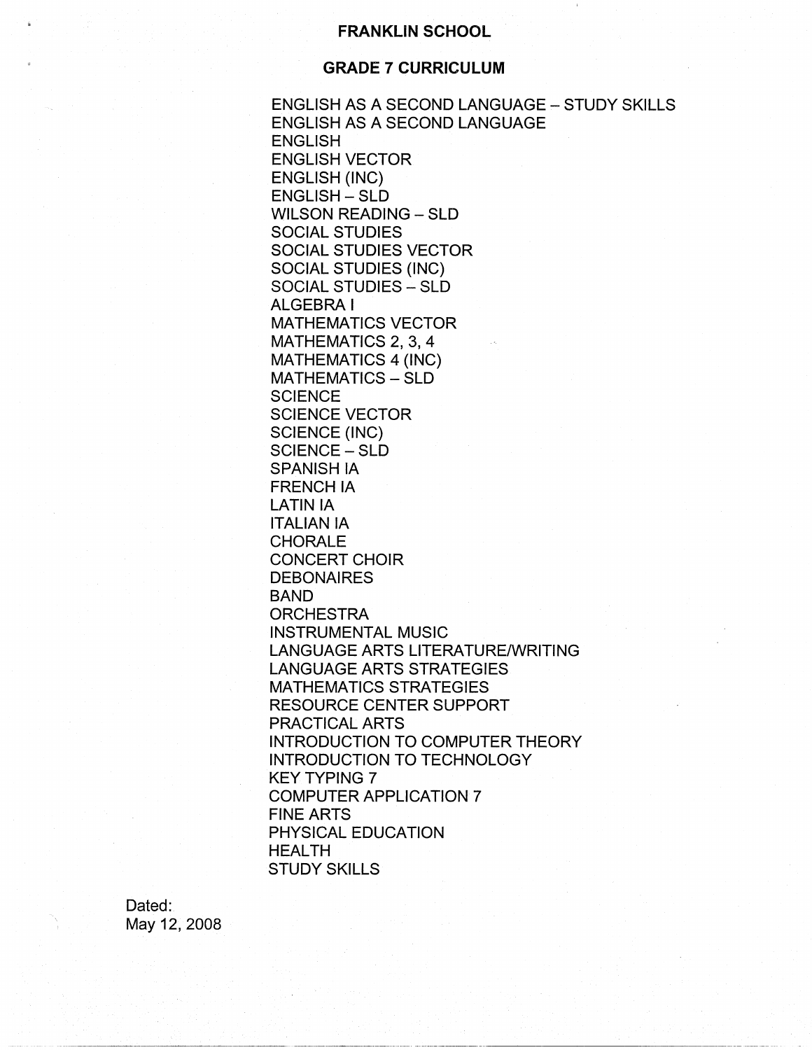# FRANKLIN SCHOOL

## GRADE 7 CURRICULUM

ENGLISH AS A SECOND LANGUAGE – STUDY SKILLS
ENGLISH AS A SECOND LANGUAGE
ENGLISH
ENGLISH VECTOR
ENGLISH (INC)
ENGLISH – SLD
WILSON READING – SLD
SOCIAL STUDIES
SOCIAL STUDIES VECTOR
SOCIAL STUDIES (INC)
SOCIAL STUDIES – SLD
ALGEBRA I
MATHEMATICS VECTOR
MATHEMATICS 2, 3, 4
MATHEMATICS 4 (INC)
MATHEMATICS – SLD
SCIENCE
SCIENCE VECTOR
SCIENCE (INC)
SCIENCE – SLD
SPANISH IA
FRENCH IA
LATIN IA
ITALIAN IA
CHORALE
CONCERT CHOIR
DEBONAIRES
BAND
ORCHESTRA
INSTRUMENTAL MUSIC
LANGUAGE ARTS LITERATURE/WRITING
LANGUAGE ARTS STRATEGIES
MATHEMATICS STRATEGIES
RESOURCE CENTER SUPPORT
PRACTICAL ARTS
INTRODUCTION TO COMPUTER THEORY
INTRODUCTION TO TECHNOLOGY
KEY TYPING 7
COMPUTER APPLICATION 7
FINE ARTS
PHYSICAL EDUCATION
HEALTH
STUDY SKILLS

Dated:
May 12, 2008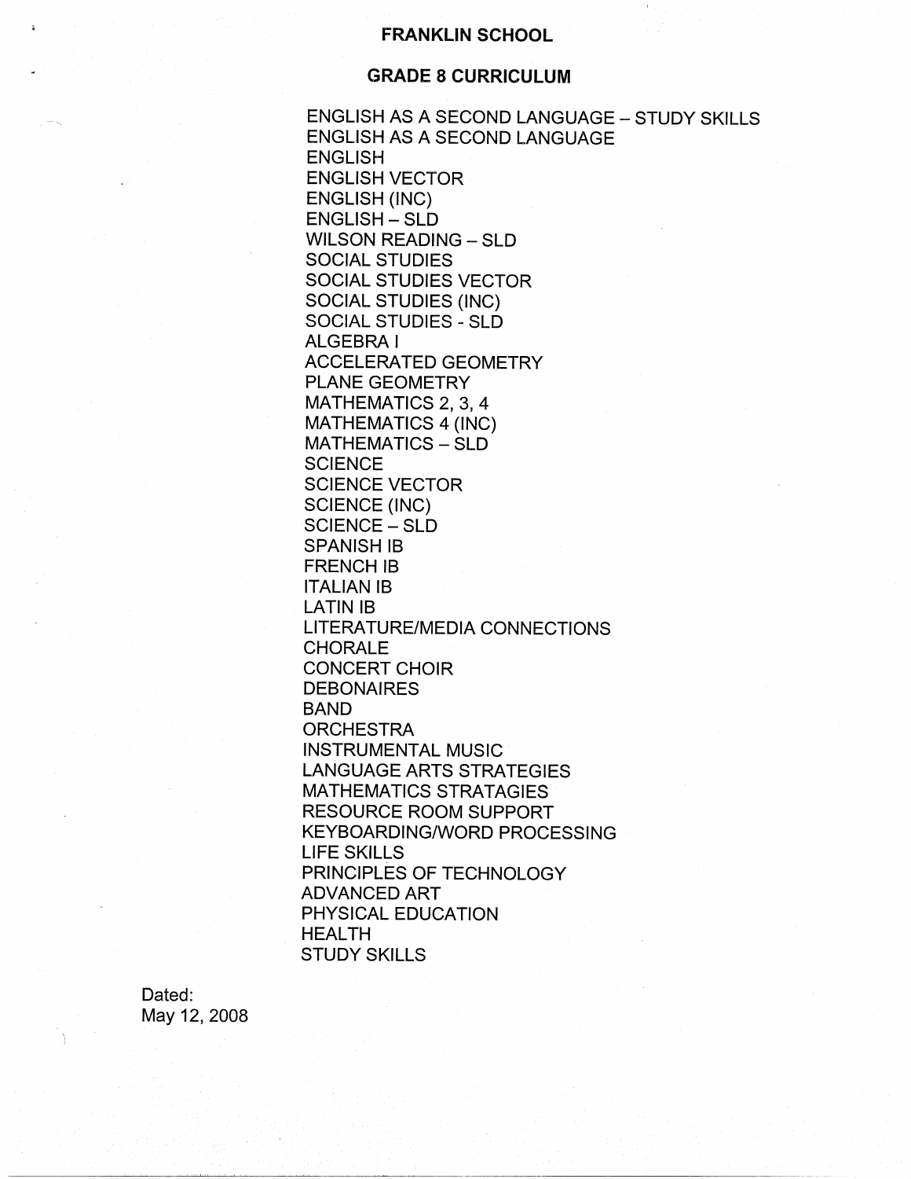# FRANKLIN SCHOOL

## GRADE 8 CURRICULUM

ENGLISH AS A SECOND LANGUAGE – STUDY SKILLS
ENGLISH AS A SECOND LANGUAGE
ENGLISH
ENGLISH VECTOR
ENGLISH (INC)
ENGLISH – SLD
WILSON READING – SLD
SOCIAL STUDIES
SOCIAL STUDIES VECTOR
SOCIAL STUDIES (INC)
SOCIAL STUDIES - SLD
ALGEBRA I
ACCELERATED GEOMETRY
PLANE GEOMETRY
MATHEMATICS 2, 3, 4
MATHEMATICS 4 (INC)
MATHEMATICS – SLD
SCIENCE
SCIENCE VECTOR
SCIENCE (INC)
SCIENCE – SLD
SPANISH IB
FRENCH IB
ITALIAN IB
LATIN IB
LITERATURE/MEDIA CONNECTIONS
CHORALE
CONCERT CHOIR
DEBONAIRES
BAND
ORCHESTRA
INSTRUMENTAL MUSIC
LANGUAGE ARTS STRATEGIES
MATHEMATICS STRATAGIES
RESOURCE ROOM SUPPORT
KEYBOARDING/WORD PROCESSING
LIFE SKILLS
PRINCIPLES OF TECHNOLOGY
ADVANCED ART
PHYSICAL EDUCATION
HEALTH
STUDY SKILLS

Dated:
May 12, 2008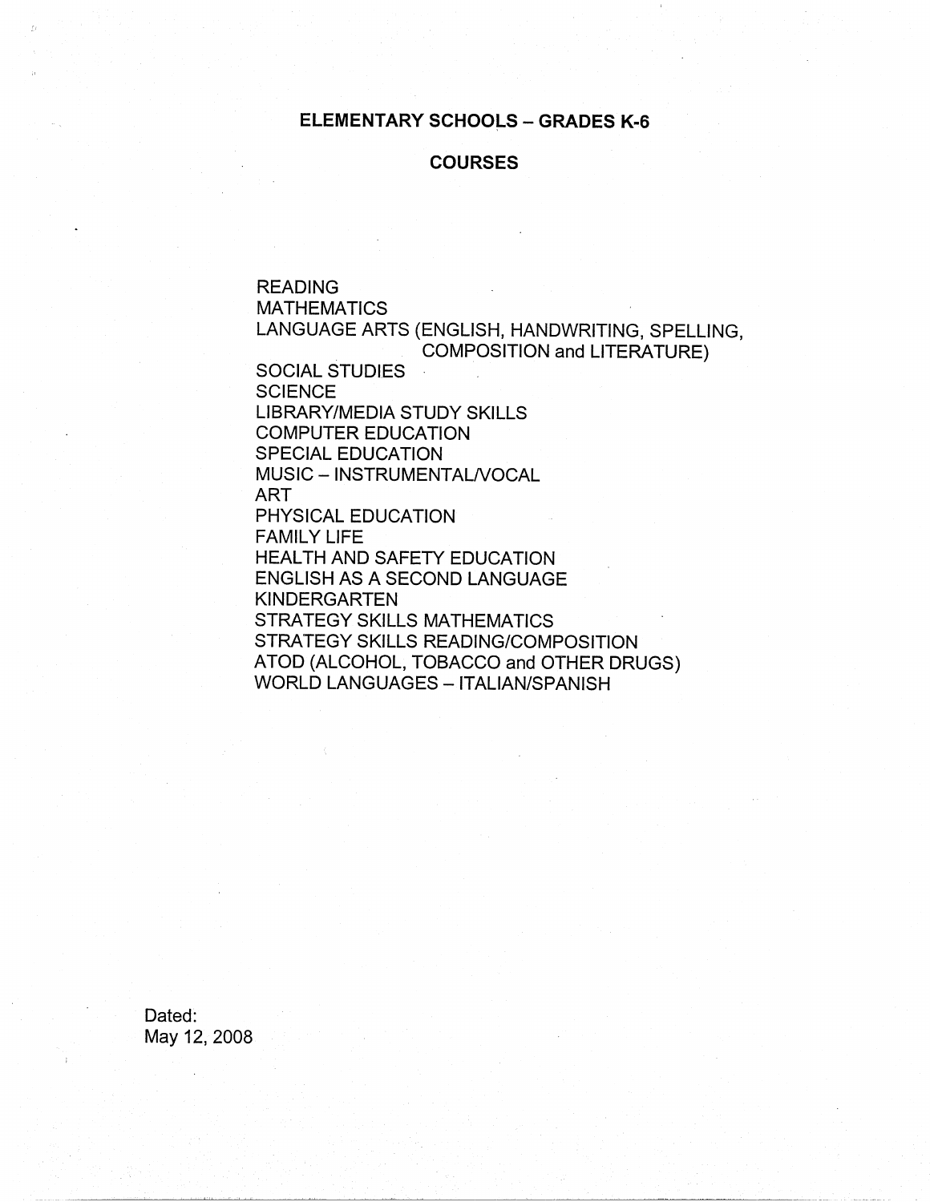## ELEMENTARY SCHOOLS – GRADES K-6

### COURSES

READING
MATHEMATICS
LANGUAGE ARTS (ENGLISH, HANDWRITING, SPELLING, COMPOSITION and LITERATURE)
SOCIAL STUDIES
SCIENCE
LIBRARY/MEDIA STUDY SKILLS
COMPUTER EDUCATION
SPECIAL EDUCATION
MUSIC – INSTRUMENTAL/VOCAL
ART
PHYSICAL EDUCATION
FAMILY LIFE
HEALTH AND SAFETY EDUCATION
ENGLISH AS A SECOND LANGUAGE
KINDERGARTEN
STRATEGY SKILLS MATHEMATICS
STRATEGY SKILLS READING/COMPOSITION
ATOD (ALCOHOL, TOBACCO and OTHER DRUGS)
WORLD LANGUAGES – ITALIAN/SPANISH

Dated:
May 12, 2008